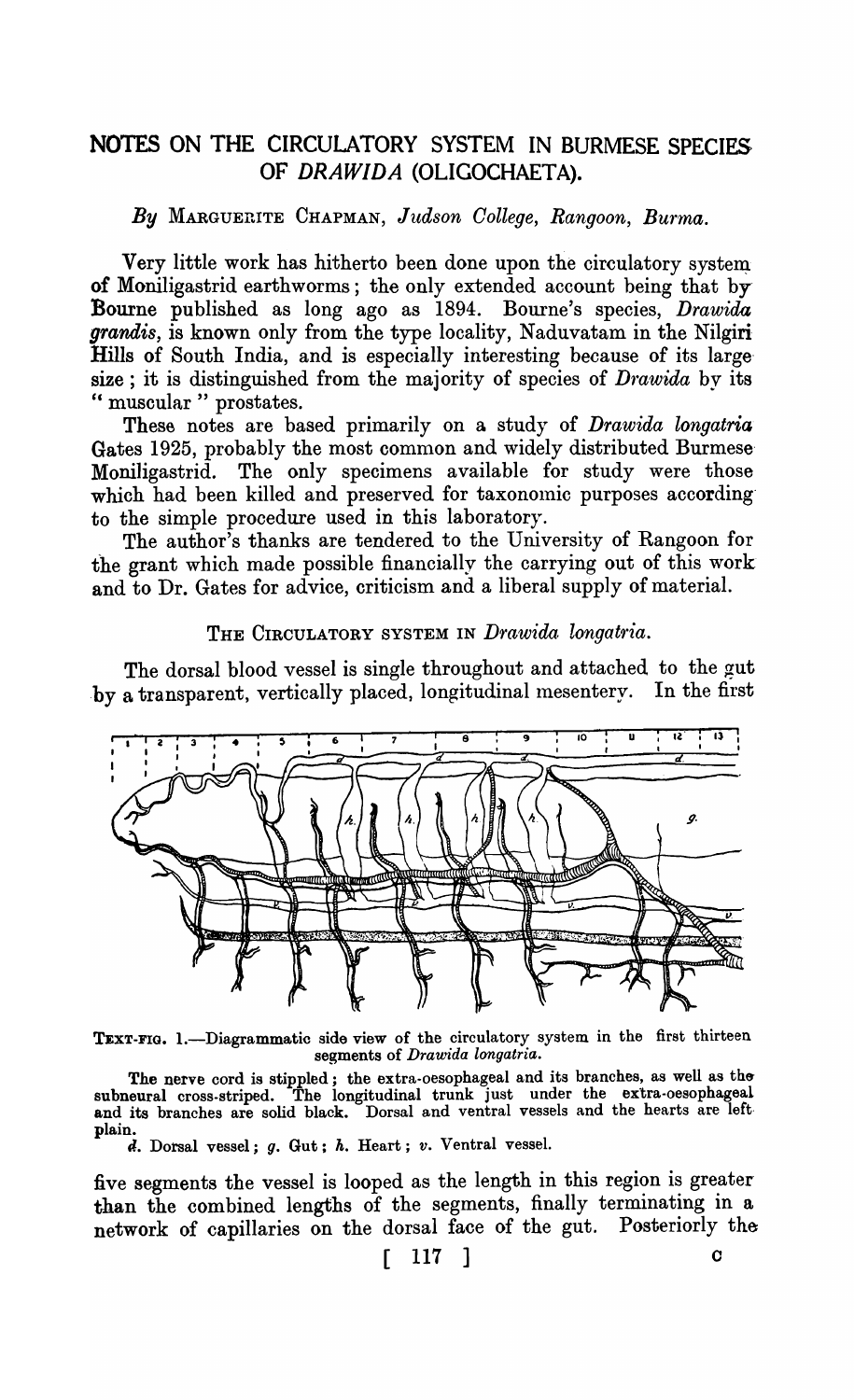# NOTES ON THE CIRCULATORY SYSTEM IN BURMESE SPECIES OF *DRAWIDA* (OLIGOCHAETA).

*By* MARGUERITE CHAPMAN, *Judson College, Rangoon, Burma.*

Very little work has hitherto been done upon the circulatory system of Moniligastrid earthworms; the only extended account being that by Bourne published as long ago as 1894. Bourne's species, *Drawida grandis*, is known only from the type locality, Naduvatam in the Nilgiri Hills of South India, and is especially interesting because of its large size; it is distinguished from the majority of species of *Drawida* by its "muscular" prostates.

These notes are based primarily on a study of *Drawida longatria* Gates 1925, probably the most common and widely distributed Burmese Moniligastrid. The only specimens available for study were those which had been killed and preserved for taxonomic purposes according to the simple procedure used in this laboratory.

The author's thanks are tendered to the University of Rangoon for the grant which made possible financially the carrying out of this work and to Dr. Gates for advice, criticism and a liberal supply of material.

## THE CIRCULATORY SYSTEM IN *Drawida longatria*.

The dorsal blood vessel is single throughout and attached to the gut by a transparent, vertically placed, longitudinal mesentery. In the first

TEXT-FIG. 1.—Diagrammatic side view of the circulatory system in the first thirteen segments of *Drawida longatria*.

The nerve cord is stippled; the extra-oesophageal and its branches, as well as the subneural cross-striped. The longitudinal trunk just under the extra-oesophageal and its branches are solid black. Dorsal and ventral vessels and the hearts are left plain.

*d*. Dorsal vessel; *g*. Gut; *h*. Heart; *v*. Ventral vessel.

five segments the vessel is looped as the length in this region is greater than the combined lengths of the segments, finally terminating in a network of capillaries on the dorsal face of the gut. Posteriorly the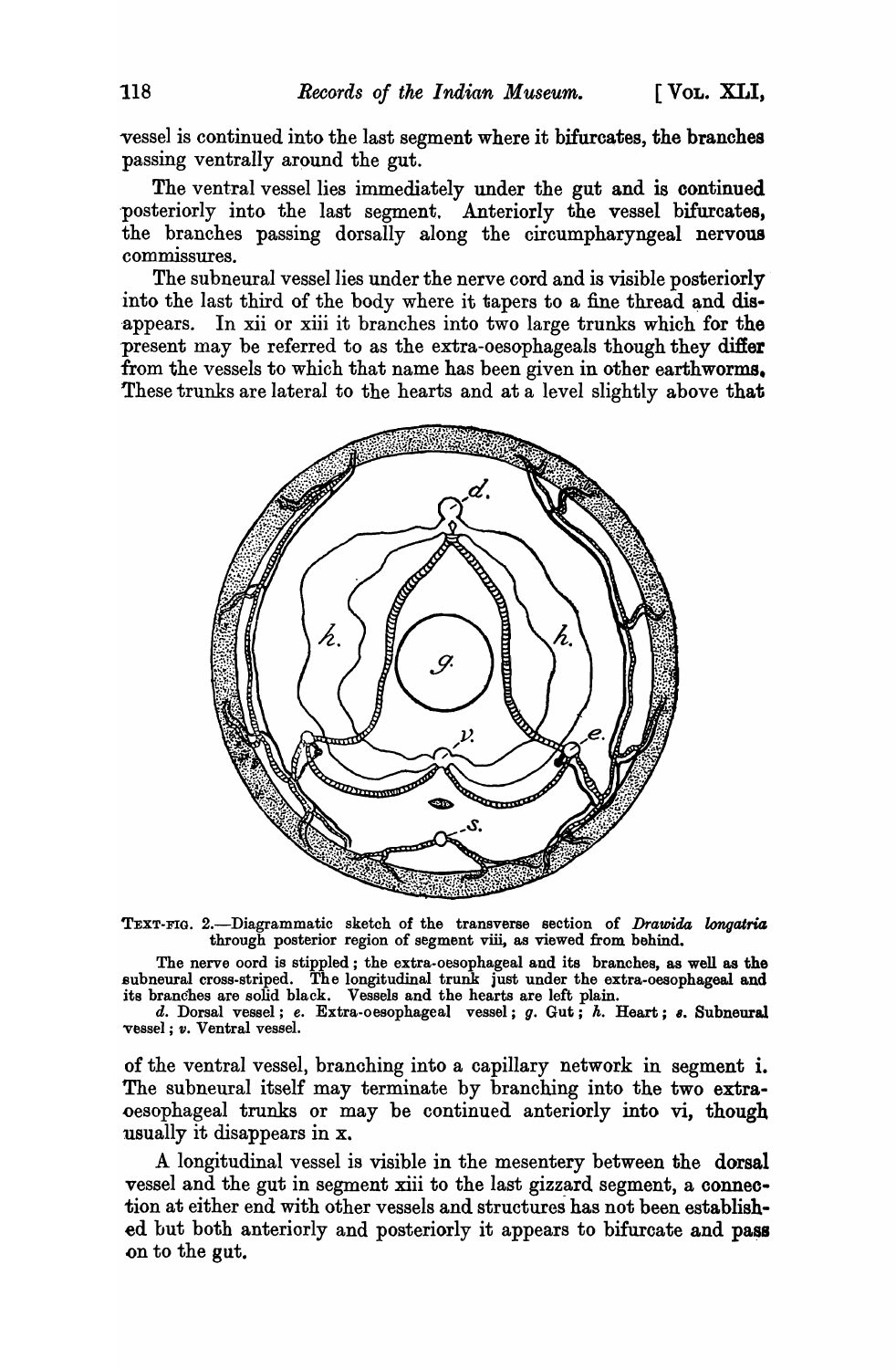vessel is continued into the last segment where it bifurcates, the branches passing ventrally around the gut.

The ventral vessel lies immediately under the gut and is continued posteriorly into the last segment. Anteriorly the vessel bifurcates, the branches passing dorsally along the circumpharyngeal nervous commissures.

The subneural vessel lies under the nerve cord and is visible posteriorly into the last third of the body where it tapers to a fine thread and disappears. In xii or xiii it branches into two large trunks which for the present may be referred to as the extra-oesophageals though they differ from the vessels to which that name has been given in other earthworms. These trunks are lateral to the hearts and at a level slightly above that

TEXT-FIG. 2.—Diagrammatic sketch of the transverse section of *Drawida longatria* through posterior region of segment viii, as viewed from behind.

The nerve cord is stippled; the extra-oesophageal and its branches, as well as the subneural cross-striped. The longitudinal trunk just under the extra-oesophageal and its branches are solid black. Vessels and the hearts are left plain.

*d.* Dorsal vessel; *e.* Extra-oesophageal vessel; *g.* Gut; *h.* Heart; *s.* Subneural vessel; *v.* Ventral vessel.

of the ventral vessel, branching into a capillary network in segment i. The subneural itself may terminate by branching into the two extra-oesophageal trunks or may be continued anteriorly into vi, though usually it disappears in x.

A longitudinal vessel is visible in the mesentery between the dorsal vessel and the gut in segment xiii to the last gizzard segment, a connection at either end with other vessels and structures has not been established but both anteriorly and posteriorly it appears to bifurcate and pass on to the gut.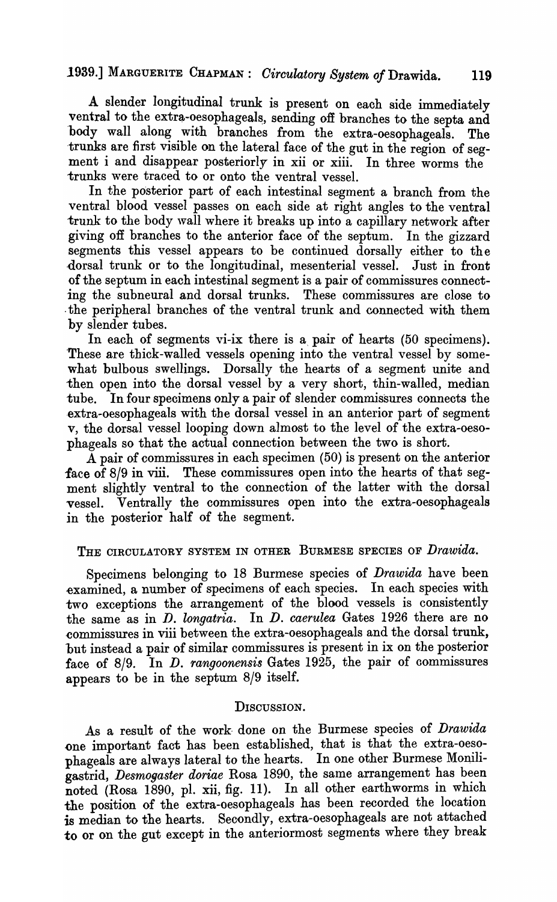A slender longitudinal trunk is present on each side immediately ventral to the extra-oesophageals, sending off branches to the septa and body wall along with branches from the extra-oesophageals. The trunks are first visible on the lateral face of the gut in the region of segment i and disappear posteriorly in xii or xiii. In three worms the trunks were traced to or onto the ventral vessel.

In the posterior part of each intestinal segment a branch from the ventral blood vessel passes on each side at right angles to the ventral trunk to the body wall where it breaks up into a capillary network after giving off branches to the anterior face of the septum. In the gizzard segments this vessel appears to be continued dorsally either to the dorsal trunk or to the longitudinal, mesenterial vessel. Just in front of the septum in each intestinal segment is a pair of commissures connecting the subneural and dorsal trunks. These commissures are close to the peripheral branches of the ventral trunk and connected with them by slender tubes.

In each of segments vi-ix there is a pair of hearts (50 specimens). These are thick-walled vessels opening into the ventral vessel by somewhat bulbous swellings. Dorsally the hearts of a segment unite and then open into the dorsal vessel by a very short, thin-walled, median tube. In four specimens only a pair of slender commissures connects the extra-oesophageals with the dorsal vessel in an anterior part of segment v, the dorsal vessel looping down almost to the level of the extra-oesophageals so that the actual connection between the two is short.

A pair of commissures in each specimen (50) is present on the anterior face of 8/9 in viii. These commissures open into the hearts of that segment slightly ventral to the connection of the latter with the dorsal vessel. Ventrally the commissures open into the extra-oesophageals in the posterior half of the segment.

## The circulatory system in other Burmese species of *Drawida*.

Specimens belonging to 18 Burmese species of *Drawida* have been examined, a number of specimens of each species. In each species with two exceptions the arrangement of the blood vessels is consistently the same as in *D. longatria*. In *D. caerulea* Gates 1926 there are no commissures in viii between the extra-oesophageals and the dorsal trunk, but instead a pair of similar commissures is present in ix on the posterior face of 8/9. In *D. rangoonensis* Gates 1925, the pair of commissures appears to be in the septum 8/9 itself.

## Discussion.

As a result of the work done on the Burmese species of *Drawida* one important fact has been established, that is that the extra-oesophageals are always lateral to the hearts. In one other Burmese Moniligastrid, *Desmogaster doriae* Rosa 1890, the same arrangement has been noted (Rosa 1890, pl. xii, fig. 11). In all other earthworms in which the position of the extra-oesophageals has been recorded the location is median to the hearts. Secondly, extra-oesophageals are not attached to or on the gut except in the anteriormost segments where they break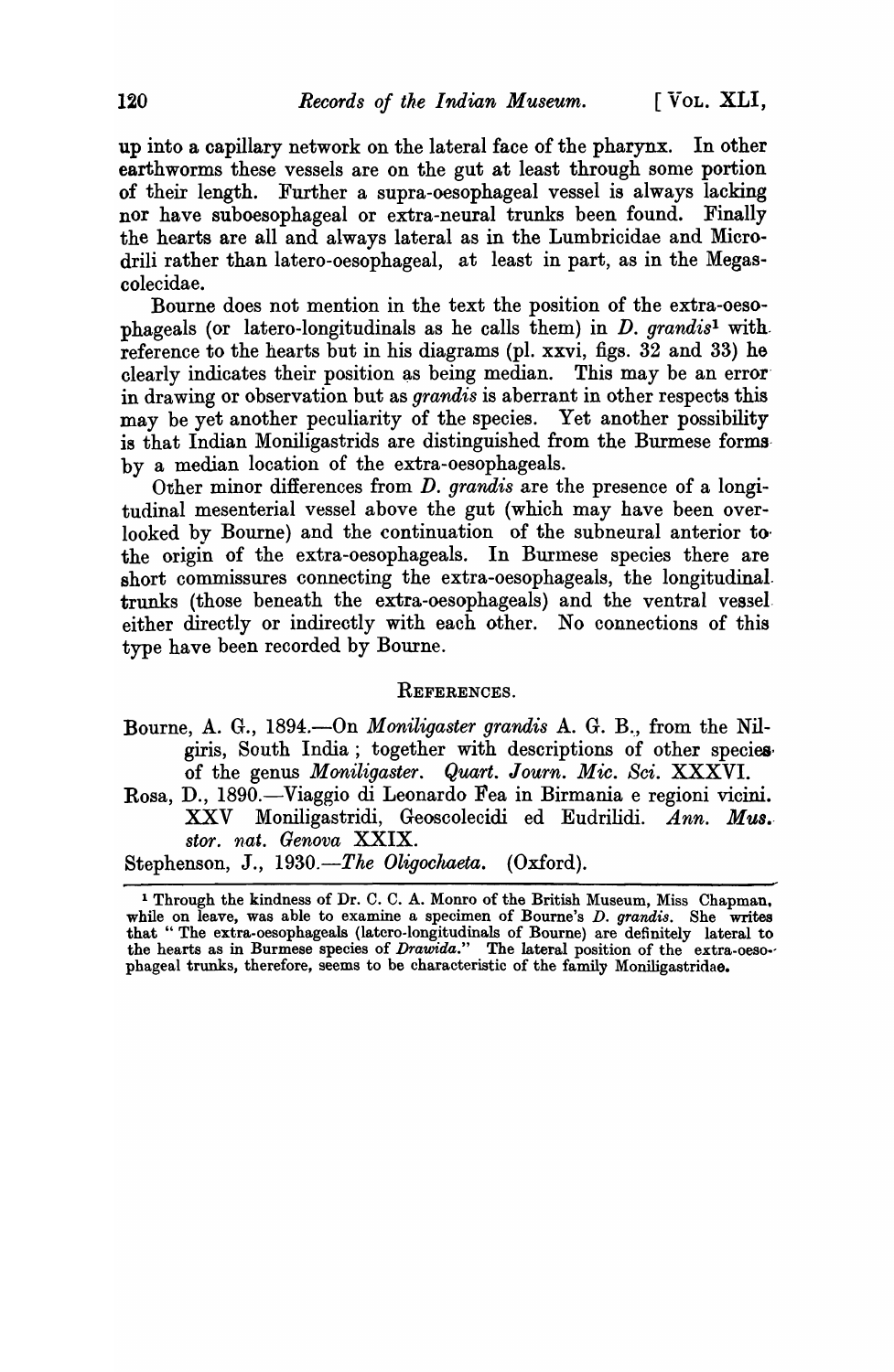up into a capillary network on the lateral face of the pharynx. In other earthworms these vessels are on the gut at least through some portion of their length. Further a supra-oesophageal vessel is always lacking nor have suboesophageal or extra-neural trunks been found. Finally the hearts are all and always lateral as in the Lumbricidae and Microdrili rather than latero-oesophageal, at least in part, as in the Megascolecidae.

Bourne does not mention in the text the position of the extra-oesophageals (or latero-longitudinals as he calls them) in *D. grandis*[1] with reference to the hearts but in his diagrams (pl. xxvi, figs. 32 and 33) he clearly indicates their position as being median. This may be an error in drawing or observation but as *grandis* is aberrant in other respects this may be yet another peculiarity of the species. Yet another possibility is that Indian Moniligastrids are distinguished from the Burmese forms by a median location of the extra-oesophageals.

Other minor differences from *D. grandis* are the presence of a longitudinal mesenterial vessel above the gut (which may have been overlooked by Bourne) and the continuation of the subneural anterior to the origin of the extra-oesophageals. In Burmese species there are short commissures connecting the extra-oesophageals, the longitudinal trunks (those beneath the extra-oesophageals) and the ventral vessel either directly or indirectly with each other. No connections of this type have been recorded by Bourne.

## REFERENCES.

Bourne, A. G., 1894.—On *Moniligaster grandis* A. G. B., from the Nilgiris, South India; together with descriptions of other species of the genus *Moniligaster*. *Quart. Journ. Mic. Sci.* XXXVI.

Rosa, D., 1890.—Viaggio di Leonardo Fea in Birmania e regioni vicini. XXV Moniligastridi, Geoscolecidi ed Eudrilidi. *Ann. Mus. stor. nat. Genova* XXIX.

Stephenson, J., 1930.—*The Oligochaeta.* (Oxford).

[1] Through the kindness of Dr. C. C. A. Monro of the British Museum, Miss Chapman, while on leave, was able to examine a specimen of Bourne's *D. grandis*. She writes that " The extra-oesophageals (latero-longitudinals of Bourne) are definitely lateral to the hearts as in Burmese species of *Drawida*." The lateral position of the extra-oesophageal trunks, therefore, seems to be characteristic of the family Moniligastridae.